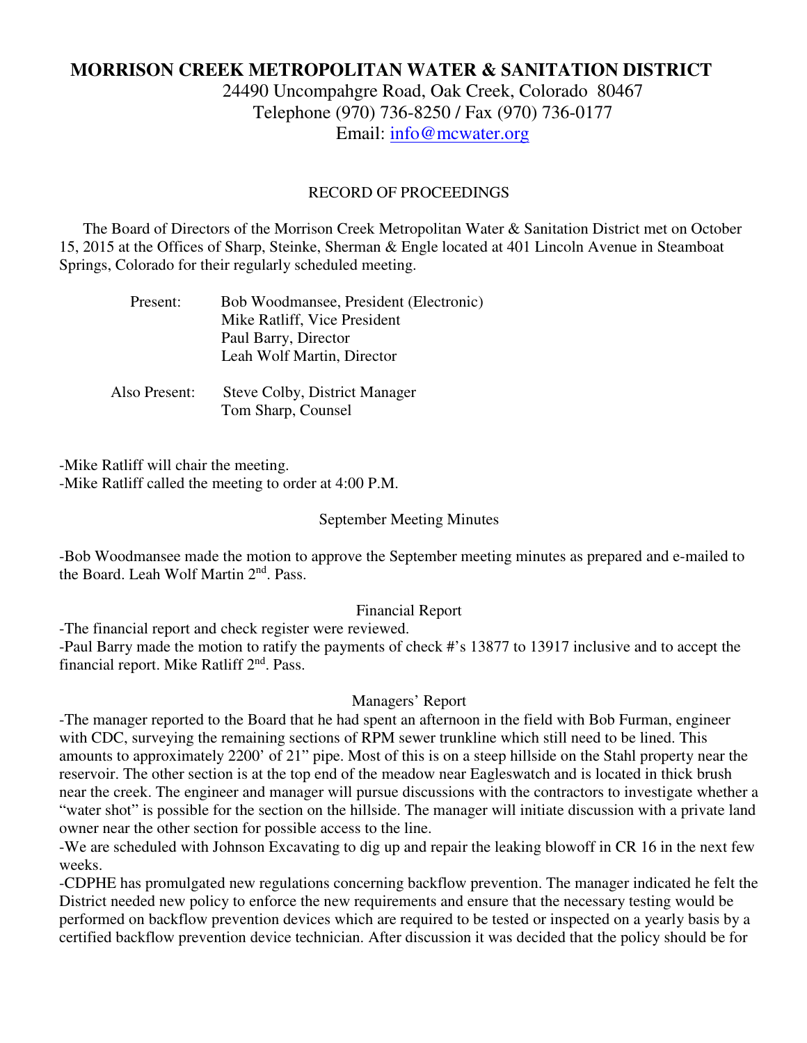# MORRISON CREEK METROPOLITAN WATER & SANITATION DISTRICT

24490 Uncompahgre Road, Oak Creek, Colorado 80467
Telephone (970) 736-8250 / Fax (970) 736-0177
Email: info@mcwater.org

RECORD OF PROCEEDINGS

The Board of Directors of the Morrison Creek Metropolitan Water & Sanitation District met on October 15, 2015 at the Offices of Sharp, Steinke, Sherman & Engle located at 401 Lincoln Avenue in Steamboat Springs, Colorado for their regularly scheduled meeting.

Present: Bob Woodmansee, President (Electronic)
Mike Ratliff, Vice President
Paul Barry, Director
Leah Wolf Martin, Director

Also Present: Steve Colby, District Manager
Tom Sharp, Counsel

-Mike Ratliff will chair the meeting.
-Mike Ratliff called the meeting to order at 4:00 P.M.

September Meeting Minutes

-Bob Woodmansee made the motion to approve the September meeting minutes as prepared and e-mailed to the Board. Leah Wolf Martin 2nd. Pass.

Financial Report

-The financial report and check register were reviewed.
-Paul Barry made the motion to ratify the payments of check #'s 13877 to 13917 inclusive and to accept the financial report. Mike Ratliff 2nd. Pass.

Managers' Report

-The manager reported to the Board that he had spent an afternoon in the field with Bob Furman, engineer with CDC, surveying the remaining sections of RPM sewer trunkline which still need to be lined. This amounts to approximately 2200' of 21" pipe. Most of this is on a steep hillside on the Stahl property near the reservoir. The other section is at the top end of the meadow near Eagleswatch and is located in thick brush near the creek. The engineer and manager will pursue discussions with the contractors to investigate whether a "water shot" is possible for the section on the hillside. The manager will initiate discussion with a private land owner near the other section for possible access to the line.
-We are scheduled with Johnson Excavating to dig up and repair the leaking blowoff in CR 16 in the next few weeks.
-CDPHE has promulgated new regulations concerning backflow prevention. The manager indicated he felt the District needed new policy to enforce the new requirements and ensure that the necessary testing would be performed on backflow prevention devices which are required to be tested or inspected on a yearly basis by a certified backflow prevention device technician. After discussion it was decided that the policy should be for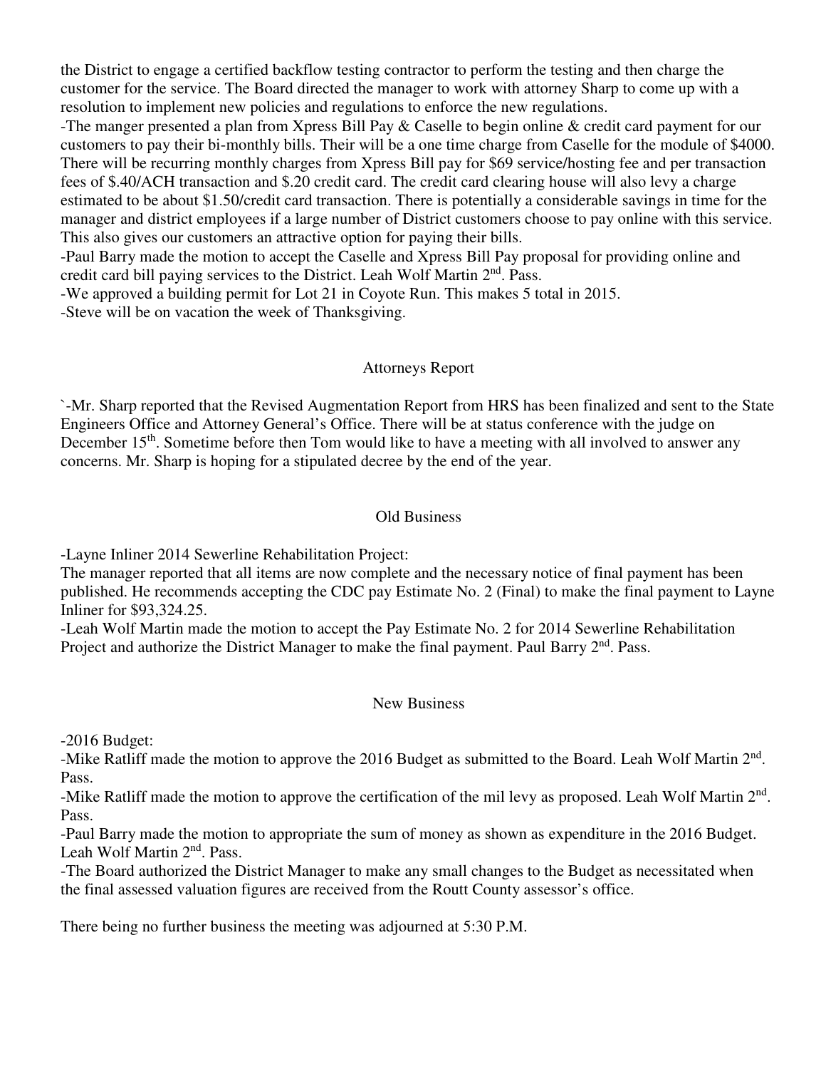the District to engage a certified backflow testing contractor to perform the testing and then charge the customer for the service. The Board directed the manager to work with attorney Sharp to come up with a resolution to implement new policies and regulations to enforce the new regulations.

-The manger presented a plan from Xpress Bill Pay & Caselle to begin online & credit card payment for our customers to pay their bi-monthly bills. Their will be a one time charge from Caselle for the module of $4000. There will be recurring monthly charges from Xpress Bill pay for $69 service/hosting fee and per transaction fees of $.40/ACH transaction and $.20 credit card. The credit card clearing house will also levy a charge estimated to be about $1.50/credit card transaction. There is potentially a considerable savings in time for the manager and district employees if a large number of District customers choose to pay online with this service. This also gives our customers an attractive option for paying their bills.

-Paul Barry made the motion to accept the Caselle and Xpress Bill Pay proposal for providing online and credit card bill paying services to the District. Leah Wolf Martin 2nd. Pass.

-We approved a building permit for Lot 21 in Coyote Run. This makes 5 total in 2015.

-Steve will be on vacation the week of Thanksgiving.

## Attorneys Report

`-Mr. Sharp reported that the Revised Augmentation Report from HRS has been finalized and sent to the State Engineers Office and Attorney General's Office. There will be at status conference with the judge on December 15th. Sometime before then Tom would like to have a meeting with all involved to answer any concerns. Mr. Sharp is hoping for a stipulated decree by the end of the year.

## Old Business

-Layne Inliner 2014 Sewerline Rehabilitation Project:

The manager reported that all items are now complete and the necessary notice of final payment has been published. He recommends accepting the CDC pay Estimate No. 2 (Final) to make the final payment to Layne Inliner for $93,324.25.

-Leah Wolf Martin made the motion to accept the Pay Estimate No. 2 for 2014 Sewerline Rehabilitation Project and authorize the District Manager to make the final payment. Paul Barry 2nd. Pass.

## New Business

-2016 Budget:

-Mike Ratliff made the motion to approve the 2016 Budget as submitted to the Board. Leah Wolf Martin 2nd. Pass.

-Mike Ratliff made the motion to approve the certification of the mil levy as proposed. Leah Wolf Martin 2nd. Pass.

-Paul Barry made the motion to appropriate the sum of money as shown as expenditure in the 2016 Budget. Leah Wolf Martin 2nd. Pass.

-The Board authorized the District Manager to make any small changes to the Budget as necessitated when the final assessed valuation figures are received from the Routt County assessor's office.

There being no further business the meeting was adjourned at 5:30 P.M.